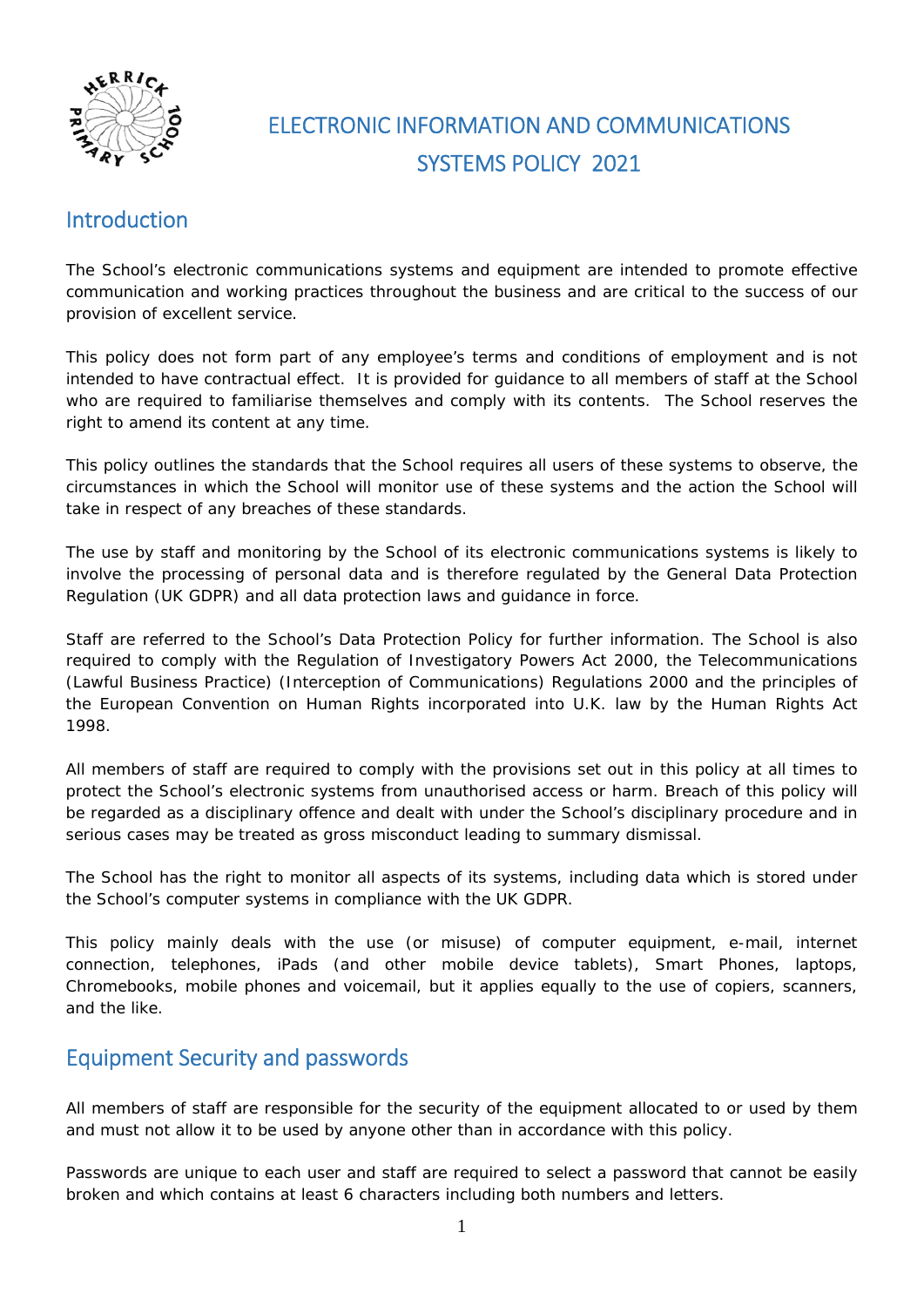# ELECTRONIC INFORMATION AND COMMUNICATIONS SYSTEMS POLICY 2021

## Introduction

The School's electronic communications systems and equipment are intended to promote effective communication and working practices throughout the business and are critical to the success of our provision of excellent service.

This policy does not form part of any employee's terms and conditions of employment and is not intended to have contractual effect. It is provided for guidance to all members of staff at the School who are required to familiarise themselves and comply with its contents. The School reserves the right to amend its content at any time.

This policy outlines the standards that the School requires all users of these systems to observe, the circumstances in which the School will monitor use of these systems and the action the School will take in respect of any breaches of these standards.

The use by staff and monitoring by the School of its electronic communications systems is likely to involve the processing of personal data and is therefore regulated by the General Data Protection Regulation (UK GDPR) and all data protection laws and guidance in force.

Staff are referred to the School's Data Protection Policy for further information. The School is also required to comply with the Regulation of Investigatory Powers Act 2000, the Telecommunications (Lawful Business Practice) (Interception of Communications) Regulations 2000 and the principles of the European Convention on Human Rights incorporated into U.K. law by the Human Rights Act 1998.

All members of staff are required to comply with the provisions set out in this policy at all times to protect the School's electronic systems from unauthorised access or harm. Breach of this policy will be regarded as a disciplinary offence and dealt with under the School's disciplinary procedure and in serious cases may be treated as gross misconduct leading to summary dismissal.

The School has the right to monitor all aspects of its systems, including data which is stored under the School's computer systems in compliance with the UK GDPR.

This policy mainly deals with the use (or misuse) of computer equipment, e-mail, internet connection, telephones, iPads (and other mobile device tablets), Smart Phones, laptops, Chromebooks, mobile phones and voicemail, but it applies equally to the use of copiers, scanners, and the like.

## Equipment Security and passwords

All members of staff are responsible for the security of the equipment allocated to or used by them and must not allow it to be used by anyone other than in accordance with this policy.

Passwords are unique to each user and staff are required to select a password that cannot be easily broken and which contains at least 6 characters including both numbers and letters.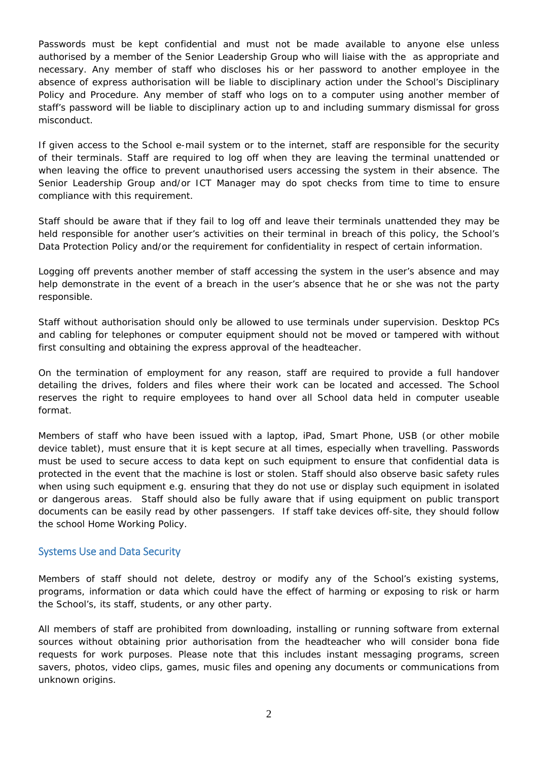Passwords must be kept confidential and must not be made available to anyone else unless authorised by a member of the Senior Leadership Group who will liaise with the as appropriate and necessary. Any member of staff who discloses his or her password to another employee in the absence of express authorisation will be liable to disciplinary action under the School's Disciplinary Policy and Procedure. Any member of staff who logs on to a computer using another member of staff's password will be liable to disciplinary action up to and including summary dismissal for gross misconduct.

If given access to the School e-mail system or to the internet, staff are responsible for the security of their terminals. Staff are required to log off when they are leaving the terminal unattended or when leaving the office to prevent unauthorised users accessing the system in their absence. The Senior Leadership Group and/or ICT Manager may do spot checks from time to time to ensure compliance with this requirement.

Staff should be aware that if they fail to log off and leave their terminals unattended they may be held responsible for another user's activities on their terminal in breach of this policy, the School's Data Protection Policy and/or the requirement for confidentiality in respect of certain information.

Logging off prevents another member of staff accessing the system in the user's absence and may help demonstrate in the event of a breach in the user's absence that he or she was not the party responsible.

Staff without authorisation should only be allowed to use terminals under supervision. Desktop PCs and cabling for telephones or computer equipment should not be moved or tampered with without first consulting and obtaining the express approval of the headteacher.

On the termination of employment for any reason, staff are required to provide a full handover detailing the drives, folders and files where their work can be located and accessed. The School reserves the right to require employees to hand over all School data held in computer useable format.

Members of staff who have been issued with a laptop, iPad, Smart Phone, USB (or other mobile device tablet), must ensure that it is kept secure at all times, especially when travelling. Passwords must be used to secure access to data kept on such equipment to ensure that confidential data is protected in the event that the machine is lost or stolen. Staff should also observe basic safety rules when using such equipment e.g. ensuring that they do not use or display such equipment in isolated or dangerous areas. Staff should also be fully aware that if using equipment on public transport documents can be easily read by other passengers. If staff take devices off-site, they should follow the school Home Working Policy.

## Systems Use and Data Security

Members of staff should not delete, destroy or modify any of the School's existing systems, programs, information or data which could have the effect of harming or exposing to risk or harm the School's, its staff, students, or any other party.

All members of staff are prohibited from downloading, installing or running software from external sources without obtaining prior authorisation from the headteacher who will consider bona fide requests for work purposes. Please note that this includes instant messaging programs, screen savers, photos, video clips, games, music files and opening any documents or communications from unknown origins.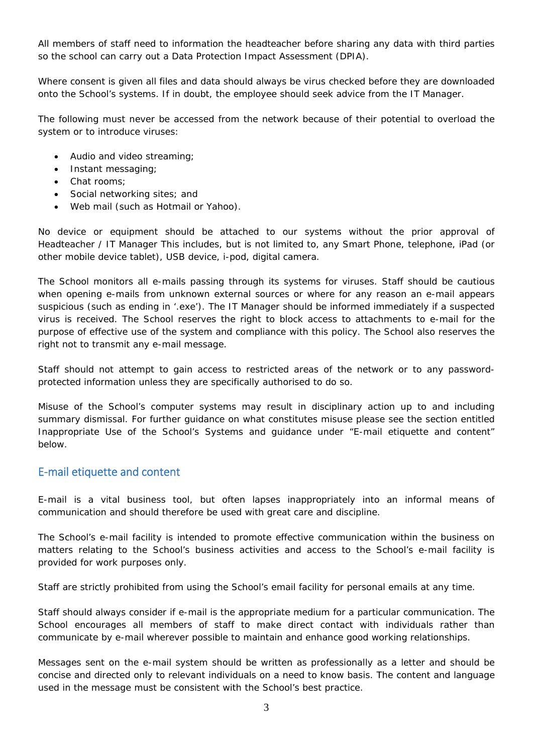All members of staff need to information the headteacher before sharing any data with third parties so the school can carry out a Data Protection Impact Assessment (DPIA).

Where consent is given all files and data should always be virus checked before they are downloaded onto the School's systems. If in doubt, the employee should seek advice from the IT Manager.

The following must never be accessed from the network because of their potential to overload the system or to introduce viruses:

- Audio and video streaming;
- Instant messaging;
- Chat rooms;
- Social networking sites; and
- Web mail (such as Hotmail or Yahoo).

No device or equipment should be attached to our systems without the prior approval of Headteacher / IT Manager This includes, but is not limited to, any Smart Phone, telephone, iPad (or other mobile device tablet), USB device, i-pod, digital camera.

The School monitors all e-mails passing through its systems for viruses. Staff should be cautious when opening e-mails from unknown external sources or where for any reason an e-mail appears suspicious (such as ending in '.exe'). The IT Manager should be informed immediately if a suspected virus is received. The School reserves the right to block access to attachments to e-mail for the purpose of effective use of the system and compliance with this policy. The School also reserves the right not to transmit any e-mail message.

Staff should not attempt to gain access to restricted areas of the network or to any password-protected information unless they are specifically authorised to do so.

Misuse of the School's computer systems may result in disciplinary action up to and including summary dismissal. For further guidance on what constitutes misuse please see the section entitled Inappropriate Use of the School's Systems and guidance under "E-mail etiquette and content" below.

## E-mail etiquette and content

E-mail is a vital business tool, but often lapses inappropriately into an informal means of communication and should therefore be used with great care and discipline.

The School's e-mail facility is intended to promote effective communication within the business on matters relating to the School's business activities and access to the School's e-mail facility is provided for work purposes only.

Staff are strictly prohibited from using the School's email facility for personal emails at any time.

Staff should always consider if e-mail is the appropriate medium for a particular communication. The School encourages all members of staff to make direct contact with individuals rather than communicate by e-mail wherever possible to maintain and enhance good working relationships.

Messages sent on the e-mail system should be written as professionally as a letter and should be concise and directed only to relevant individuals on a need to know basis. The content and language used in the message must be consistent with the School's best practice.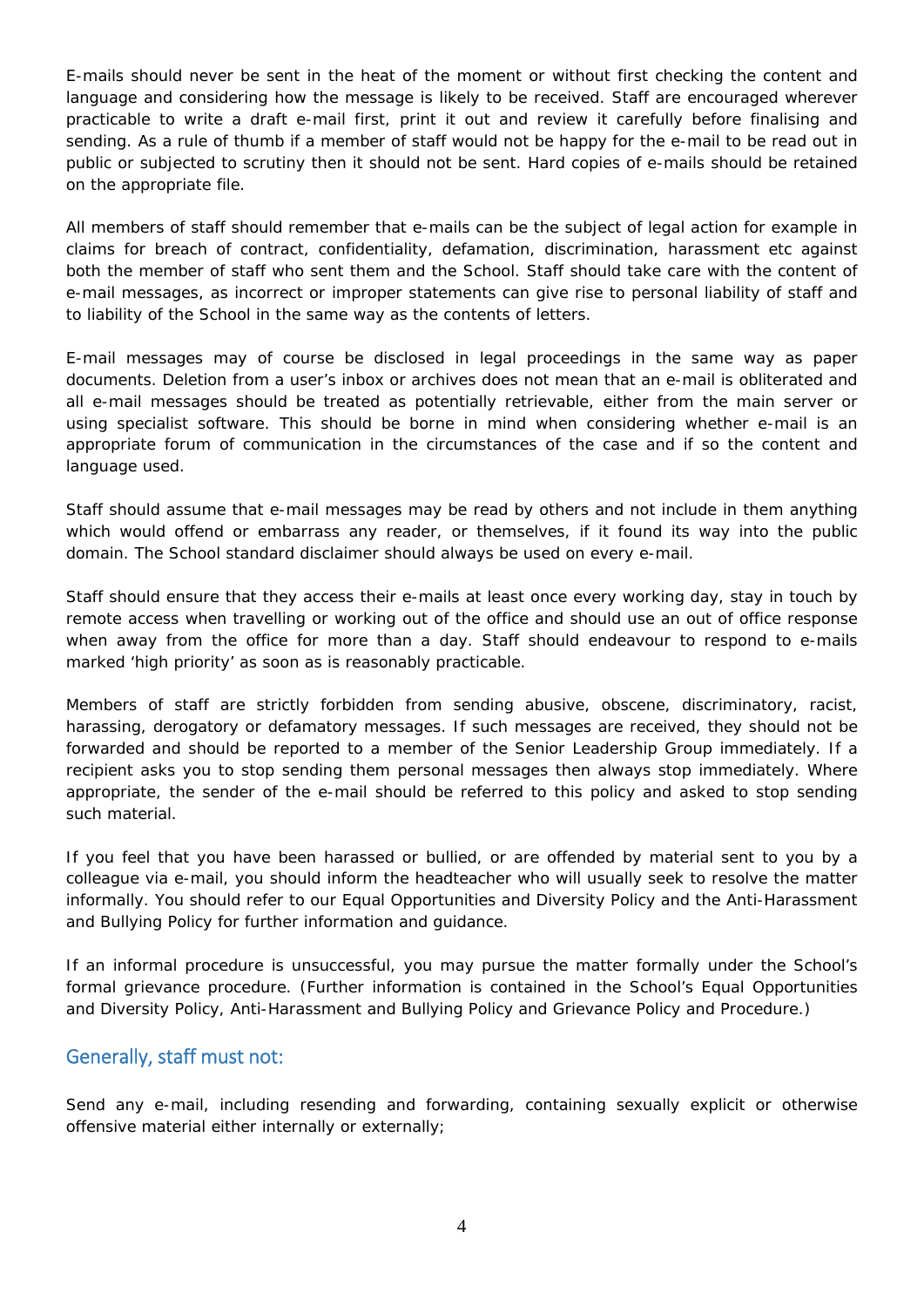E-mails should never be sent in the heat of the moment or without first checking the content and language and considering how the message is likely to be received. Staff are encouraged wherever practicable to write a draft e-mail first, print it out and review it carefully before finalising and sending. As a rule of thumb if a member of staff would not be happy for the e-mail to be read out in public or subjected to scrutiny then it should not be sent. Hard copies of e-mails should be retained on the appropriate file.

All members of staff should remember that e-mails can be the subject of legal action for example in claims for breach of contract, confidentiality, defamation, discrimination, harassment etc against both the member of staff who sent them and the School. Staff should take care with the content of e-mail messages, as incorrect or improper statements can give rise to personal liability of staff and to liability of the School in the same way as the contents of letters.

E-mail messages may of course be disclosed in legal proceedings in the same way as paper documents. Deletion from a user's inbox or archives does not mean that an e-mail is obliterated and all e-mail messages should be treated as potentially retrievable, either from the main server or using specialist software. This should be borne in mind when considering whether e-mail is an appropriate forum of communication in the circumstances of the case and if so the content and language used.

Staff should assume that e-mail messages may be read by others and not include in them anything which would offend or embarrass any reader, or themselves, if it found its way into the public domain. The School standard disclaimer should always be used on every e-mail.

Staff should ensure that they access their e-mails at least once every working day, stay in touch by remote access when travelling or working out of the office and should use an out of office response when away from the office for more than a day. Staff should endeavour to respond to e-mails marked 'high priority' as soon as is reasonably practicable.

Members of staff are strictly forbidden from sending abusive, obscene, discriminatory, racist, harassing, derogatory or defamatory messages. If such messages are received, they should not be forwarded and should be reported to a member of the Senior Leadership Group immediately. If a recipient asks you to stop sending them personal messages then always stop immediately. Where appropriate, the sender of the e-mail should be referred to this policy and asked to stop sending such material.

If you feel that you have been harassed or bullied, or are offended by material sent to you by a colleague via e-mail, you should inform the headteacher who will usually seek to resolve the matter informally. You should refer to our Equal Opportunities and Diversity Policy and the Anti-Harassment and Bullying Policy for further information and guidance.

If an informal procedure is unsuccessful, you may pursue the matter formally under the School's formal grievance procedure. (Further information is contained in the School's Equal Opportunities and Diversity Policy, Anti-Harassment and Bullying Policy and Grievance Policy and Procedure.)

## Generally, staff must not:

Send any e-mail, including resending and forwarding, containing sexually explicit or otherwise offensive material either internally or externally;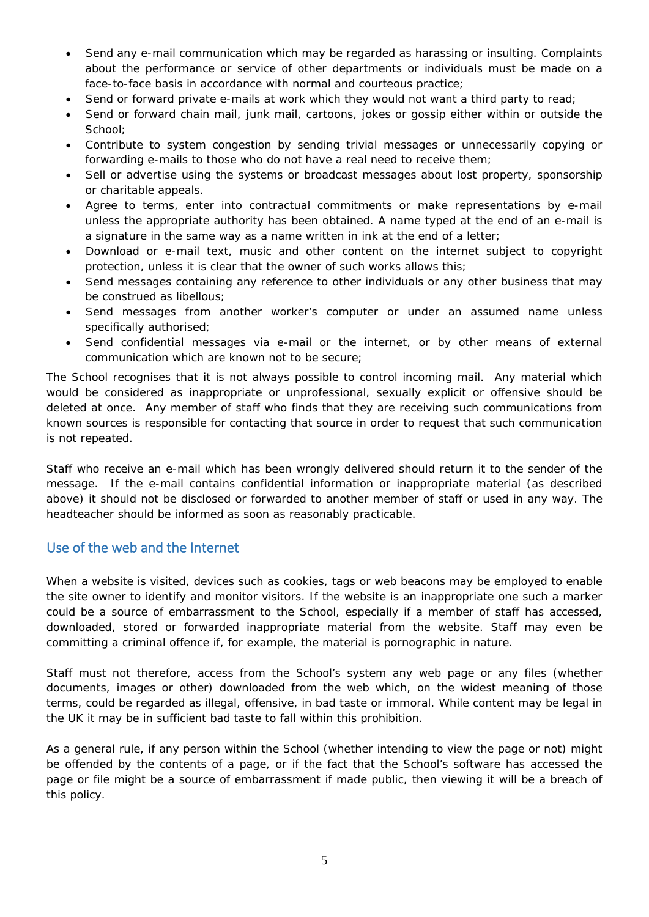- Send any e-mail communication which may be regarded as harassing or insulting. Complaints about the performance or service of other departments or individuals must be made on a face-to-face basis in accordance with normal and courteous practice;
- Send or forward private e-mails at work which they would not want a third party to read;
- Send or forward chain mail, junk mail, cartoons, jokes or gossip either within or outside the School;
- Contribute to system congestion by sending trivial messages or unnecessarily copying or forwarding e-mails to those who do not have a real need to receive them;
- Sell or advertise using the systems or broadcast messages about lost property, sponsorship or charitable appeals.
- Agree to terms, enter into contractual commitments or make representations by e-mail unless the appropriate authority has been obtained. A name typed at the end of an e-mail is a signature in the same way as a name written in ink at the end of a letter;
- Download or e-mail text, music and other content on the internet subject to copyright protection, unless it is clear that the owner of such works allows this;
- Send messages containing any reference to other individuals or any other business that may be construed as libellous;
- Send messages from another worker's computer or under an assumed name unless specifically authorised;
- Send confidential messages via e-mail or the internet, or by other means of external communication which are known not to be secure;

The School recognises that it is not always possible to control incoming mail. Any material which would be considered as inappropriate or unprofessional, sexually explicit or offensive should be deleted at once. Any member of staff who finds that they are receiving such communications from known sources is responsible for contacting that source in order to request that such communication is not repeated.

Staff who receive an e-mail which has been wrongly delivered should return it to the sender of the message. If the e-mail contains confidential information or inappropriate material (as described above) it should not be disclosed or forwarded to another member of staff or used in any way. The headteacher should be informed as soon as reasonably practicable.

## Use of the web and the Internet

When a website is visited, devices such as cookies, tags or web beacons may be employed to enable the site owner to identify and monitor visitors. If the website is an inappropriate one such a marker could be a source of embarrassment to the School, especially if a member of staff has accessed, downloaded, stored or forwarded inappropriate material from the website. Staff may even be committing a criminal offence if, for example, the material is pornographic in nature.

Staff must not therefore, access from the School's system any web page or any files (whether documents, images or other) downloaded from the web which, on the widest meaning of those terms, could be regarded as illegal, offensive, in bad taste or immoral. While content may be legal in the UK it may be in sufficient bad taste to fall within this prohibition.

As a general rule, if any person within the School (whether intending to view the page or not) might be offended by the contents of a page, or if the fact that the School's software has accessed the page or file might be a source of embarrassment if made public, then viewing it will be a breach of this policy.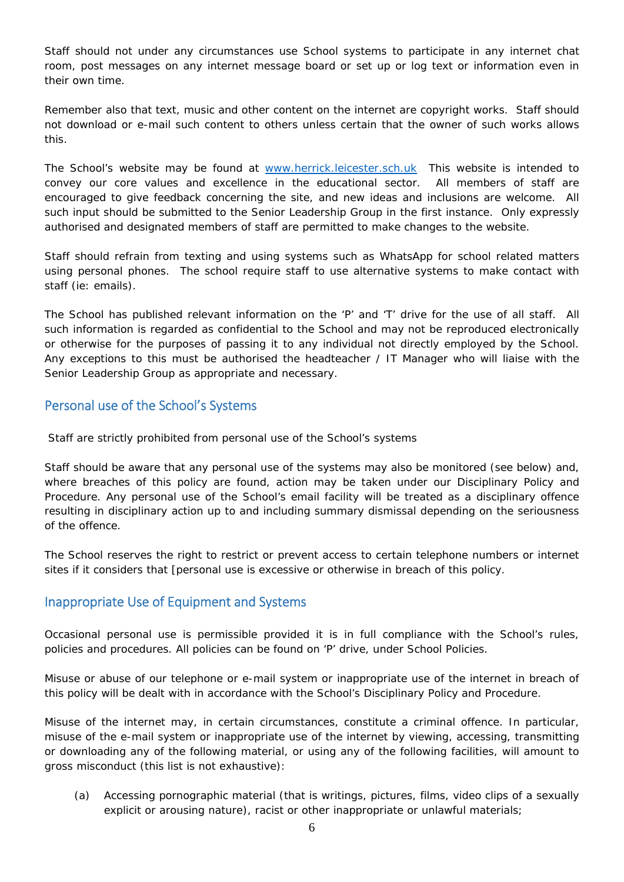Staff should not under any circumstances use School systems to participate in any internet chat room, post messages on any internet message board or set up or log text or information even in their own time.

Remember also that text, music and other content on the internet are copyright works. Staff should not download or e-mail such content to others unless certain that the owner of such works allows this.

The School's website may be found at www.herrick.leicester.sch.uk This website is intended to convey our core values and excellence in the educational sector. All members of staff are encouraged to give feedback concerning the site, and new ideas and inclusions are welcome. All such input should be submitted to the Senior Leadership Group in the first instance. Only expressly authorised and designated members of staff are permitted to make changes to the website.

Staff should refrain from texting and using systems such as WhatsApp for school related matters using personal phones. The school require staff to use alternative systems to make contact with staff (ie: emails).

The School has published relevant information on the 'P' and 'T' drive for the use of all staff. All such information is regarded as confidential to the School and may not be reproduced electronically or otherwise for the purposes of passing it to any individual not directly employed by the School. Any exceptions to this must be authorised the headteacher / IT Manager who will liaise with the Senior Leadership Group as appropriate and necessary.

## Personal use of the School's Systems

Staff are strictly prohibited from personal use of the School's systems

Staff should be aware that any personal use of the systems may also be monitored (see below) and, where breaches of this policy are found, action may be taken under our Disciplinary Policy and Procedure. Any personal use of the School's email facility will be treated as a disciplinary offence resulting in disciplinary action up to and including summary dismissal depending on the seriousness of the offence.

The School reserves the right to restrict or prevent access to certain telephone numbers or internet sites if it considers that [personal use is excessive or otherwise in breach of this policy.

## Inappropriate Use of Equipment and Systems

Occasional personal use is permissible provided it is in full compliance with the School's rules, policies and procedures. All policies can be found on 'P' drive, under School Policies.

Misuse or abuse of our telephone or e-mail system or inappropriate use of the internet in breach of this policy will be dealt with in accordance with the School's Disciplinary Policy and Procedure.

Misuse of the internet may, in certain circumstances, constitute a criminal offence. In particular, misuse of the e-mail system or inappropriate use of the internet by viewing, accessing, transmitting or downloading any of the following material, or using any of the following facilities, will amount to gross misconduct (this list is not exhaustive):

(a) Accessing pornographic material (that is writings, pictures, films, video clips of a sexually explicit or arousing nature), racist or other inappropriate or unlawful materials;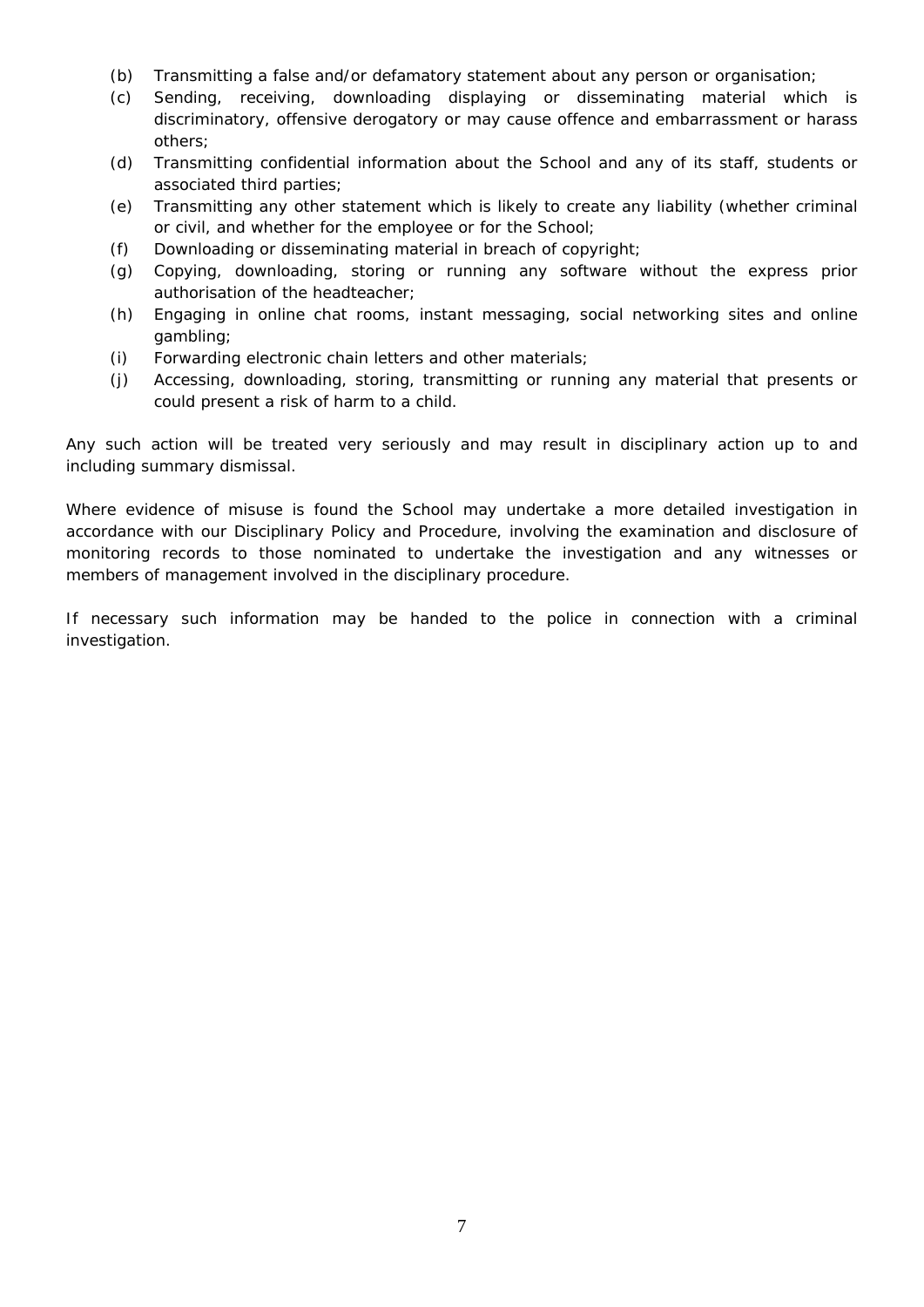(b) Transmitting a false and/or defamatory statement about any person or organisation;
(c) Sending, receiving, downloading displaying or disseminating material which is discriminatory, offensive derogatory or may cause offence and embarrassment or harass others;
(d) Transmitting confidential information about the School and any of its staff, students or associated third parties;
(e) Transmitting any other statement which is likely to create any liability (whether criminal or civil, and whether for the employee or for the School;
(f) Downloading or disseminating material in breach of copyright;
(g) Copying, downloading, storing or running any software without the express prior authorisation of the headteacher;
(h) Engaging in online chat rooms, instant messaging, social networking sites and online gambling;
(i) Forwarding electronic chain letters and other materials;
(j) Accessing, downloading, storing, transmitting or running any material that presents or could present a risk of harm to a child.

Any such action will be treated very seriously and may result in disciplinary action up to and including summary dismissal.

Where evidence of misuse is found the School may undertake a more detailed investigation in accordance with our Disciplinary Policy and Procedure, involving the examination and disclosure of monitoring records to those nominated to undertake the investigation and any witnesses or members of management involved in the disciplinary procedure.

If necessary such information may be handed to the police in connection with a criminal investigation.